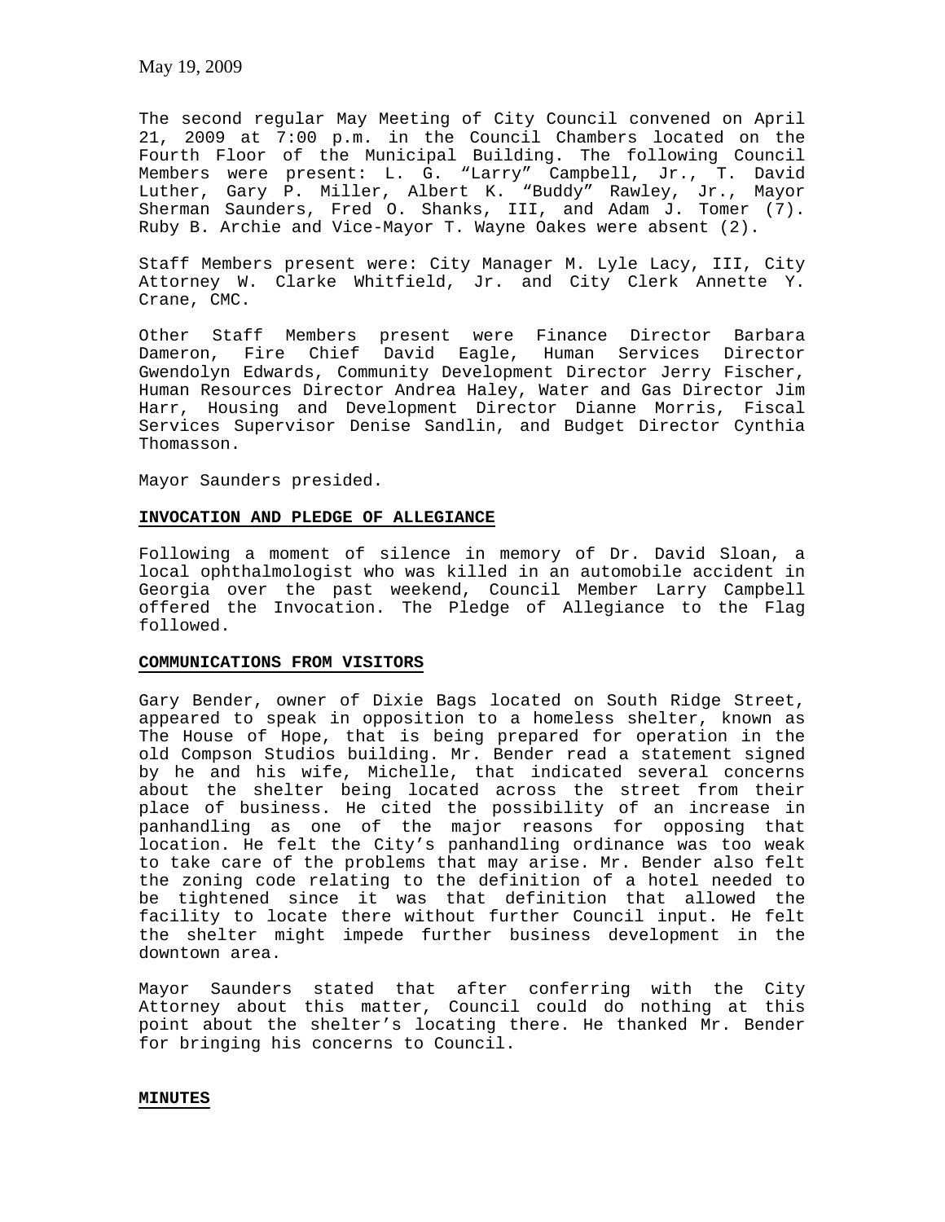May 19, 2009

The second regular May Meeting of City Council convened on April 21, 2009 at 7:00 p.m. in the Council Chambers located on the Fourth Floor of the Municipal Building. The following Council Members were present: L. G. “Larry” Campbell, Jr., T. David Luther, Gary P. Miller, Albert K. “Buddy” Rawley, Jr., Mayor Sherman Saunders, Fred O. Shanks, III, and Adam J. Tomer (7). Ruby B. Archie and Vice-Mayor T. Wayne Oakes were absent (2).

Staff Members present were: City Manager M. Lyle Lacy, III, City Attorney W. Clarke Whitfield, Jr. and City Clerk Annette Y. Crane, CMC.

Other Staff Members present were Finance Director Barbara Dameron, Fire Chief David Eagle, Human Services Director Gwendolyn Edwards, Community Development Director Jerry Fischer, Human Resources Director Andrea Haley, Water and Gas Director Jim Harr, Housing and Development Director Dianne Morris, Fiscal Services Supervisor Denise Sandlin, and Budget Director Cynthia Thomasson.

Mayor Saunders presided.

**INVOCATION AND PLEDGE OF ALLEGIANCE**

Following a moment of silence in memory of Dr. David Sloan, a local ophthalmologist who was killed in an automobile accident in Georgia over the past weekend, Council Member Larry Campbell offered the Invocation. The Pledge of Allegiance to the Flag followed.

**COMMUNICATIONS FROM VISITORS**

Gary Bender, owner of Dixie Bags located on South Ridge Street, appeared to speak in opposition to a homeless shelter, known as The House of Hope, that is being prepared for operation in the old Compson Studios building. Mr. Bender read a statement signed by he and his wife, Michelle, that indicated several concerns about the shelter being located across the street from their place of business. He cited the possibility of an increase in panhandling as one of the major reasons for opposing that location. He felt the City’s panhandling ordinance was too weak to take care of the problems that may arise. Mr. Bender also felt the zoning code relating to the definition of a hotel needed to be tightened since it was that definition that allowed the facility to locate there without further Council input. He felt the shelter might impede further business development in the downtown area.

Mayor Saunders stated that after conferring with the City Attorney about this matter, Council could do nothing at this point about the shelter’s locating there. He thanked Mr. Bender for bringing his concerns to Council.

**MINUTES**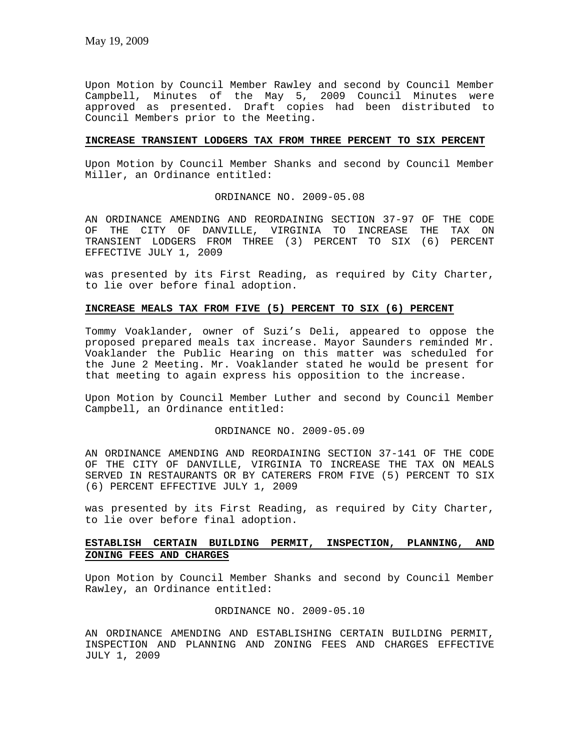Upon Motion by Council Member Rawley and second by Council Member Campbell, Minutes of the May 5, 2009 Council Minutes were approved as presented. Draft copies had been distributed to Council Members prior to the Meeting.

**INCREASE TRANSIENT LODGERS TAX FROM THREE PERCENT TO SIX PERCENT**

Upon Motion by Council Member Shanks and second by Council Member Miller, an Ordinance entitled:

ORDINANCE NO. 2009-05.08

AN ORDINANCE AMENDING AND REORDAINING SECTION 37-97 OF THE CODE OF THE CITY OF DANVILLE, VIRGINIA TO INCREASE THE TAX ON TRANSIENT LODGERS FROM THREE (3) PERCENT TO SIX (6) PERCENT EFFECTIVE JULY 1, 2009

was presented by its First Reading, as required by City Charter, to lie over before final adoption.

**INCREASE MEALS TAX FROM FIVE (5) PERCENT TO SIX (6) PERCENT**

Tommy Voaklander, owner of Suzi's Deli, appeared to oppose the proposed prepared meals tax increase. Mayor Saunders reminded Mr. Voaklander the Public Hearing on this matter was scheduled for the June 2 Meeting. Mr. Voaklander stated he would be present for that meeting to again express his opposition to the increase.

Upon Motion by Council Member Luther and second by Council Member Campbell, an Ordinance entitled:

ORDINANCE NO. 2009-05.09

AN ORDINANCE AMENDING AND REORDAINING SECTION 37-141 OF THE CODE OF THE CITY OF DANVILLE, VIRGINIA TO INCREASE THE TAX ON MEALS SERVED IN RESTAURANTS OR BY CATERERS FROM FIVE (5) PERCENT TO SIX (6) PERCENT EFFECTIVE JULY 1, 2009

was presented by its First Reading, as required by City Charter, to lie over before final adoption.

**ESTABLISH CERTAIN BUILDING PERMIT, INSPECTION, PLANNING, AND ZONING FEES AND CHARGES**

Upon Motion by Council Member Shanks and second by Council Member Rawley, an Ordinance entitled:

ORDINANCE NO. 2009-05.10

AN ORDINANCE AMENDING AND ESTABLISHING CERTAIN BUILDING PERMIT, INSPECTION AND PLANNING AND ZONING FEES AND CHARGES EFFECTIVE JULY 1, 2009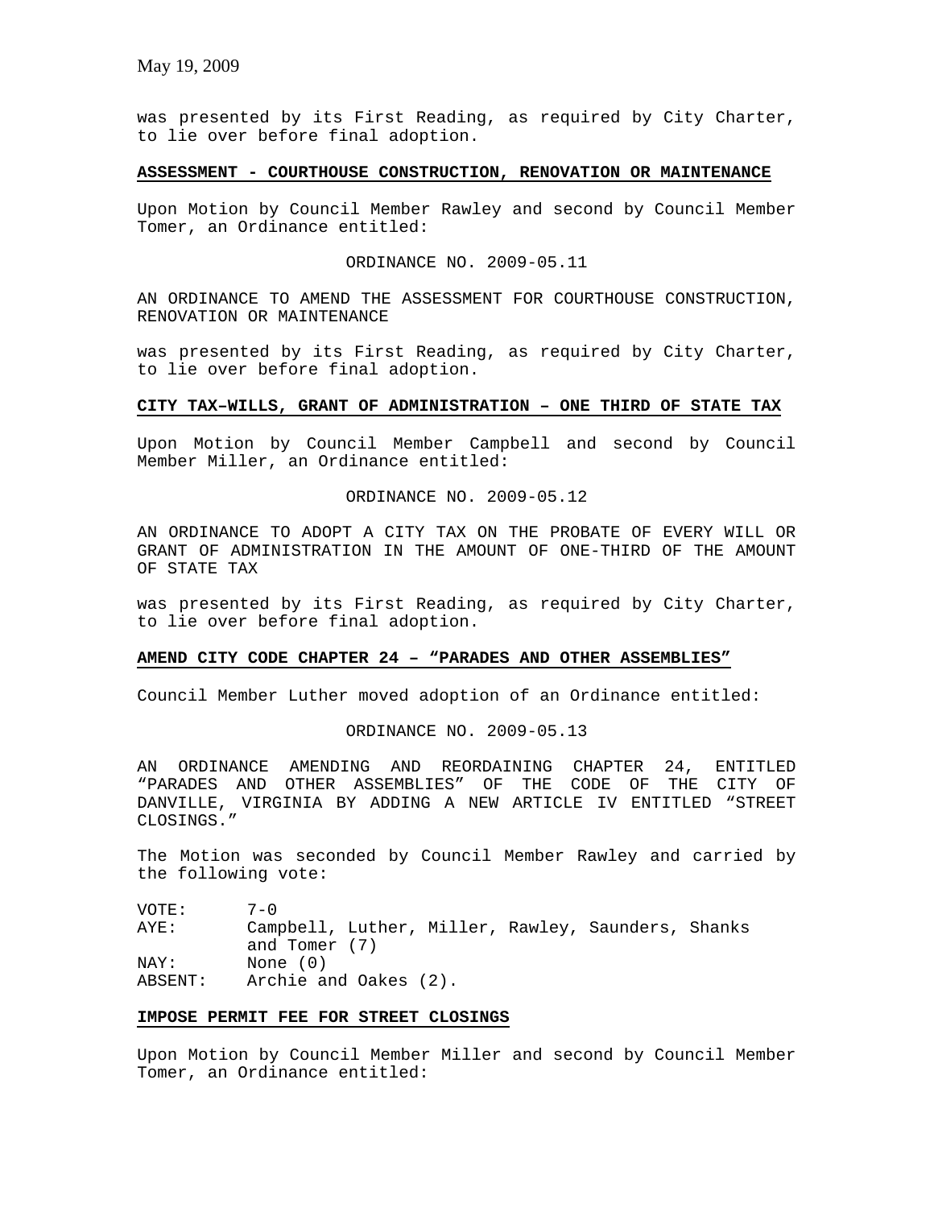was presented by its First Reading, as required by City Charter, to lie over before final adoption.

**ASSESSMENT - COURTHOUSE CONSTRUCTION, RENOVATION OR MAINTENANCE**

Upon Motion by Council Member Rawley and second by Council Member Tomer, an Ordinance entitled:

ORDINANCE NO. 2009-05.11

AN ORDINANCE TO AMEND THE ASSESSMENT FOR COURTHOUSE CONSTRUCTION, RENOVATION OR MAINTENANCE

was presented by its First Reading, as required by City Charter, to lie over before final adoption.

**CITY TAX–WILLS, GRANT OF ADMINISTRATION – ONE THIRD OF STATE TAX**

Upon Motion by Council Member Campbell and second by Council Member Miller, an Ordinance entitled:

ORDINANCE NO. 2009-05.12

AN ORDINANCE TO ADOPT A CITY TAX ON THE PROBATE OF EVERY WILL OR GRANT OF ADMINISTRATION IN THE AMOUNT OF ONE-THIRD OF THE AMOUNT OF STATE TAX

was presented by its First Reading, as required by City Charter, to lie over before final adoption.

**AMEND CITY CODE CHAPTER 24 – "PARADES AND OTHER ASSEMBLIES"**

Council Member Luther moved adoption of an Ordinance entitled:

ORDINANCE NO. 2009-05.13

AN ORDINANCE AMENDING AND REORDAINING CHAPTER 24, ENTITLED "PARADES AND OTHER ASSEMBLIES" OF THE CODE OF THE CITY OF DANVILLE, VIRGINIA BY ADDING A NEW ARTICLE IV ENTITLED "STREET CLOSINGS."

The Motion was seconded by Council Member Rawley and carried by the following vote:

VOTE: 7-0
AYE: Campbell, Luther, Miller, Rawley, Saunders, Shanks and Tomer (7)
NAY: None (0)
ABSENT: Archie and Oakes (2).

**IMPOSE PERMIT FEE FOR STREET CLOSINGS**

Upon Motion by Council Member Miller and second by Council Member Tomer, an Ordinance entitled: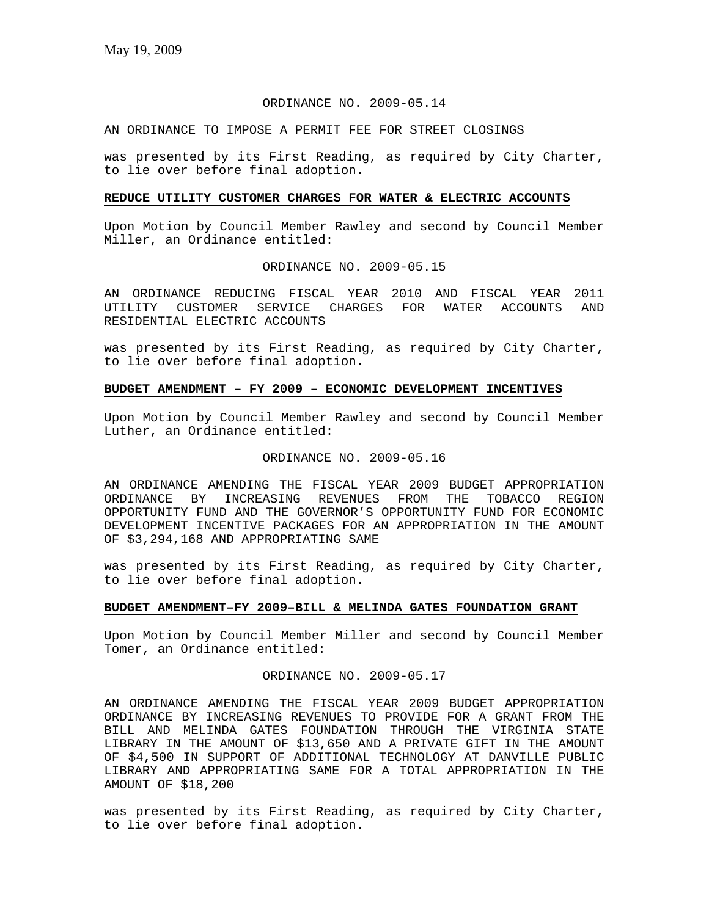May 19, 2009

ORDINANCE NO. 2009-05.14

AN ORDINANCE TO IMPOSE A PERMIT FEE FOR STREET CLOSINGS

was presented by its First Reading, as required by City Charter, to lie over before final adoption.

**REDUCE UTILITY CUSTOMER CHARGES FOR WATER & ELECTRIC ACCOUNTS**

Upon Motion by Council Member Rawley and second by Council Member Miller, an Ordinance entitled:

ORDINANCE NO. 2009-05.15

AN ORDINANCE REDUCING FISCAL YEAR 2010 AND FISCAL YEAR 2011 UTILITY CUSTOMER SERVICE CHARGES FOR WATER ACCOUNTS AND RESIDENTIAL ELECTRIC ACCOUNTS

was presented by its First Reading, as required by City Charter, to lie over before final adoption.

**BUDGET AMENDMENT – FY 2009 – ECONOMIC DEVELOPMENT INCENTIVES**

Upon Motion by Council Member Rawley and second by Council Member Luther, an Ordinance entitled:

ORDINANCE NO. 2009-05.16

AN ORDINANCE AMENDING THE FISCAL YEAR 2009 BUDGET APPROPRIATION ORDINANCE BY INCREASING REVENUES FROM THE TOBACCO REGION OPPORTUNITY FUND AND THE GOVERNOR'S OPPORTUNITY FUND FOR ECONOMIC DEVELOPMENT INCENTIVE PACKAGES FOR AN APPROPRIATION IN THE AMOUNT OF $3,294,168 AND APPROPRIATING SAME

was presented by its First Reading, as required by City Charter, to lie over before final adoption.

**BUDGET AMENDMENT–FY 2009–BILL & MELINDA GATES FOUNDATION GRANT**

Upon Motion by Council Member Miller and second by Council Member Tomer, an Ordinance entitled:

ORDINANCE NO. 2009-05.17

AN ORDINANCE AMENDING THE FISCAL YEAR 2009 BUDGET APPROPRIATION ORDINANCE BY INCREASING REVENUES TO PROVIDE FOR A GRANT FROM THE BILL AND MELINDA GATES FOUNDATION THROUGH THE VIRGINIA STATE LIBRARY IN THE AMOUNT OF $13,650 AND A PRIVATE GIFT IN THE AMOUNT OF $4,500 IN SUPPORT OF ADDITIONAL TECHNOLOGY AT DANVILLE PUBLIC LIBRARY AND APPROPRIATING SAME FOR A TOTAL APPROPRIATION IN THE AMOUNT OF $18,200

was presented by its First Reading, as required by City Charter, to lie over before final adoption.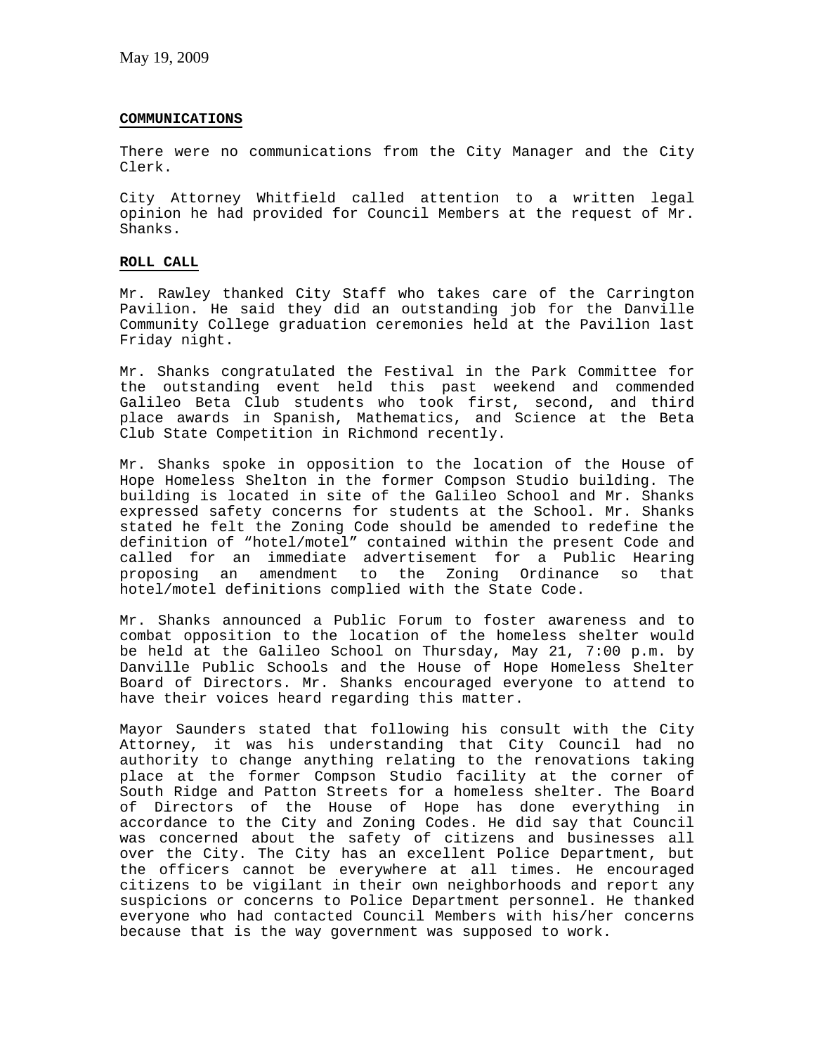May 19, 2009

**COMMUNICATIONS**

There were no communications from the City Manager and the City Clerk.

City Attorney Whitfield called attention to a written legal opinion he had provided for Council Members at the request of Mr. Shanks.

**ROLL CALL**

Mr. Rawley thanked City Staff who takes care of the Carrington Pavilion. He said they did an outstanding job for the Danville Community College graduation ceremonies held at the Pavilion last Friday night.

Mr. Shanks congratulated the Festival in the Park Committee for the outstanding event held this past weekend and commended Galileo Beta Club students who took first, second, and third place awards in Spanish, Mathematics, and Science at the Beta Club State Competition in Richmond recently.

Mr. Shanks spoke in opposition to the location of the House of Hope Homeless Shelton in the former Compson Studio building. The building is located in site of the Galileo School and Mr. Shanks expressed safety concerns for students at the School. Mr. Shanks stated he felt the Zoning Code should be amended to redefine the definition of "hotel/motel" contained within the present Code and called for an immediate advertisement for a Public Hearing proposing an amendment to the Zoning Ordinance so that hotel/motel definitions complied with the State Code.

Mr. Shanks announced a Public Forum to foster awareness and to combat opposition to the location of the homeless shelter would be held at the Galileo School on Thursday, May 21, 7:00 p.m. by Danville Public Schools and the House of Hope Homeless Shelter Board of Directors. Mr. Shanks encouraged everyone to attend to have their voices heard regarding this matter.

Mayor Saunders stated that following his consult with the City Attorney, it was his understanding that City Council had no authority to change anything relating to the renovations taking place at the former Compson Studio facility at the corner of South Ridge and Patton Streets for a homeless shelter. The Board of Directors of the House of Hope has done everything in accordance to the City and Zoning Codes. He did say that Council was concerned about the safety of citizens and businesses all over the City. The City has an excellent Police Department, but the officers cannot be everywhere at all times. He encouraged citizens to be vigilant in their own neighborhoods and report any suspicions or concerns to Police Department personnel. He thanked everyone who had contacted Council Members with his/her concerns because that is the way government was supposed to work.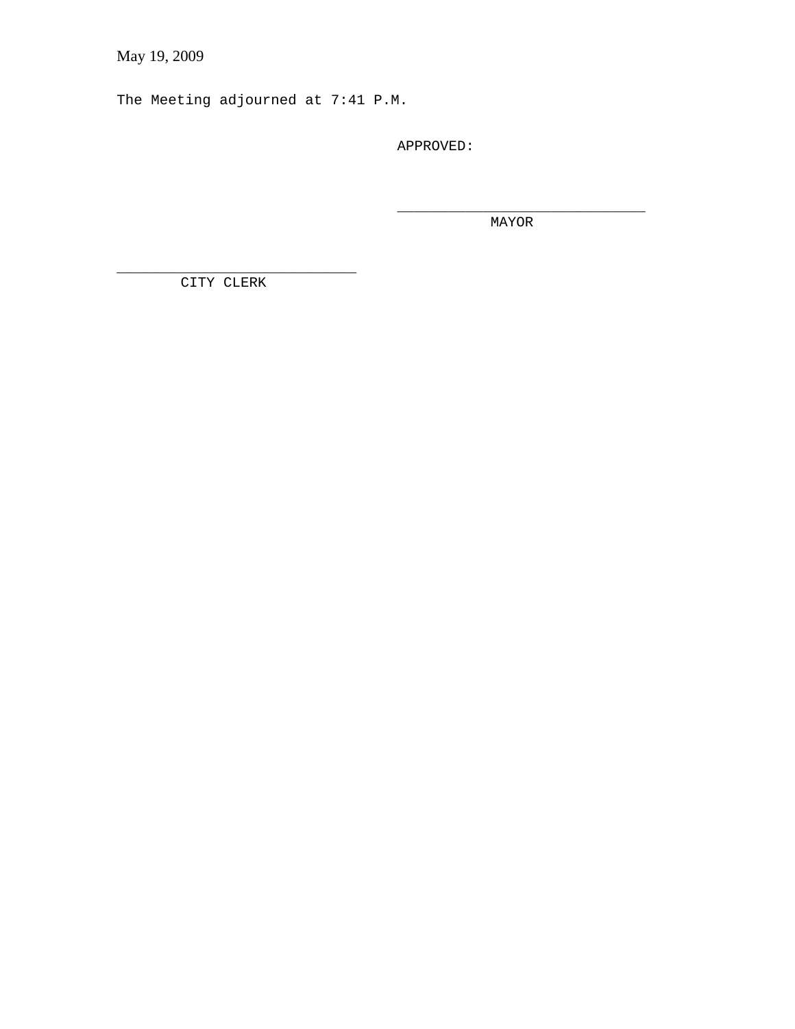The Meeting adjourned at 7:41 P.M.

APPROVED:

______________________________
MAYOR

______________________________
CITY CLERK